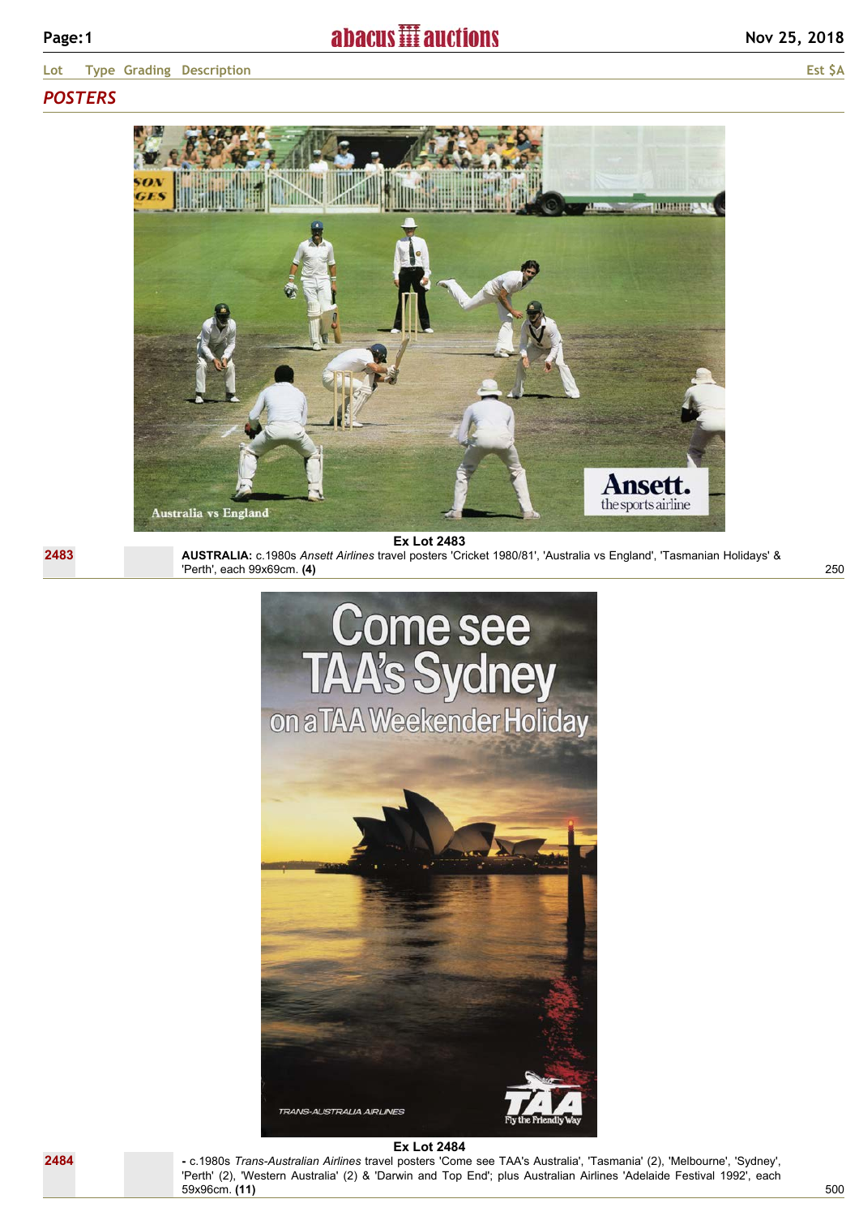| Lot | Type | Grading | Description | Est $A |
|---|---|---|---|---|

## *POSTERS*

Ex Lot 2483

| Lot | Type | Grading | Description | Est $A |
|---|---|---|---|---|
| 2483 | | | **AUSTRALIA:** c.1980s *Ansett Airlines* travel posters 'Cricket 1980/81', 'Australia vs England', 'Tasmanian Holidays' & 'Perth', each 99x69cm. **(4)** | 250 |

Ex Lot 2484

| Lot | Type | Grading | Description | Est $A |
|---|---|---|---|---|
| 2484 | | | **-** c.1980s *Trans-Australian Airlines* travel posters 'Come see TAA's Australia', 'Tasmania' (2), 'Melbourne', 'Sydney', 'Perth' (2), 'Western Australia' (2) & 'Darwin and Top End'; plus Australian Airlines 'Adelaide Festival 1992', each 59x96cm. **(11)** | 500 |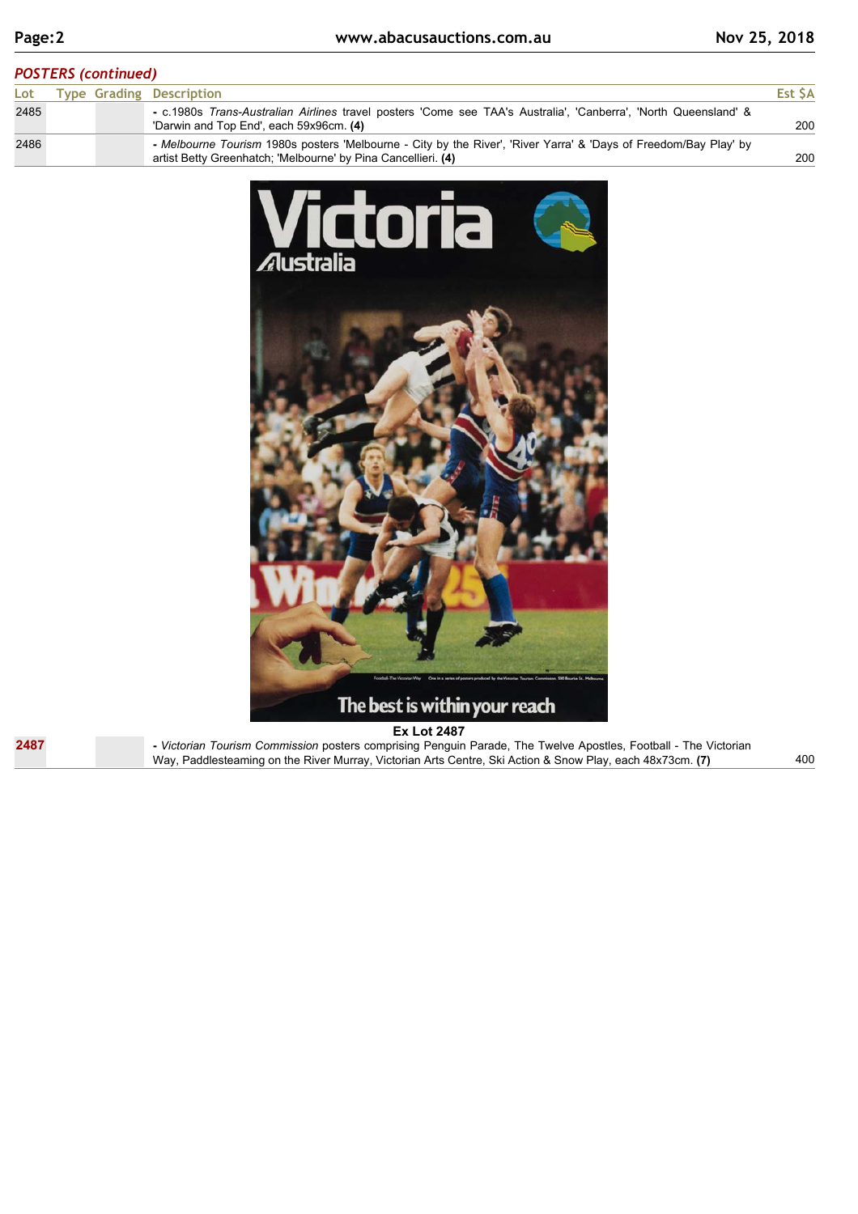## POSTERS (continued)

| Lot | Type | Grading | Description | Est $A |
|---|---|---|---|---|
| 2485 | | | - c.1980s *Trans-Australian Airlines* travel posters 'Come see TAA's Australia', 'Canberra', 'North Queensland' & 'Darwin and Top End', each 59x96cm. **(4)** | 200 |
| 2486 | | | - *Melbourne Tourism* 1980s posters 'Melbourne - City by the River', 'River Yarra' & 'Days of Freedom/Bay Play' by artist Betty Greenhatch; 'Melbourne' by Pina Cancellieri. **(4)** | 200 |
| **2487** | | | - *Victorian Tourism Commission* posters comprising Penguin Parade, The Twelve Apostles, Football - The Victorian Way, Paddlesteaming on the River Murray, Victorian Arts Centre, Ski Action & Snow Play, each 48x73cm. **(7)** | 400 |

**Ex Lot 2487**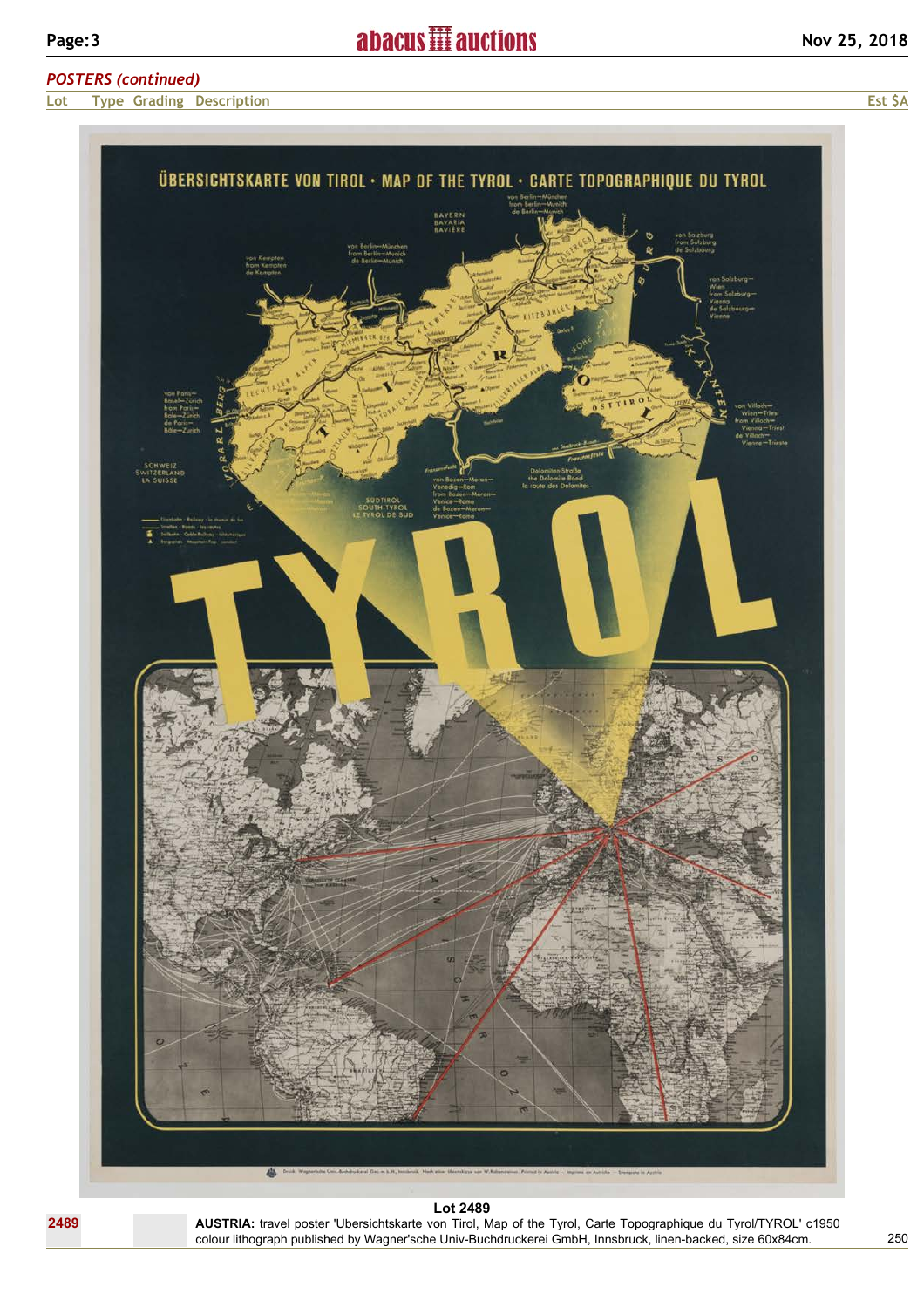## *POSTERS (continued)*

| Lot | Type | Grading | Description | Est $A |
|---|---|---|---|---|

Lot 2489

| Lot | Type | Grading | Description | Est $A |
|---|---|---|---|---|
| 2489 | | | **AUSTRIA:** travel poster 'Ubersichtskarte von Tirol, Map of the Tyrol, Carte Topographique du Tyrol/TYROL' c1950 colour lithograph published by Wagner'sche Univ-Buchdruckerei GmbH, Innsbruck, linen-backed, size 60x84cm. | 250 |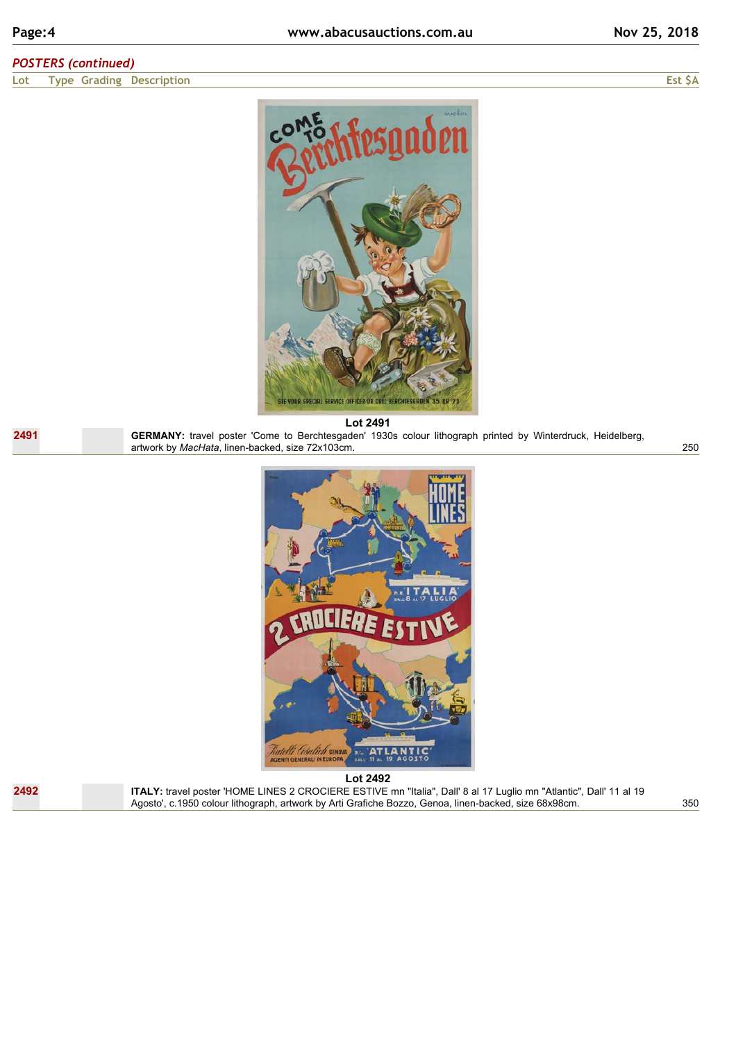## POSTERS (continued)

| Lot | Type | Grading | Description | Est $A |
|---|---|---|---|---|
| 2491 | | | Lot 2491<br>**GERMANY:** travel poster 'Come to Berchtesgaden' 1930s colour lithograph printed by Winterdruck, Heidelberg, artwork by *MacHata*, linen-backed, size 72x103cm. | 250 |
| 2492 | | | Lot 2492<br>**ITALY:** travel poster 'HOME LINES 2 CROCIERE ESTIVE mn "Italia", Dall' 8 al 17 Luglio mn "Atlantic", Dall' 11 al 19 Agosto', c.1950 colour lithograph, artwork by Arti Grafiche Bozzo, Genoa, linen-backed, size 68x98cm. | 350 |